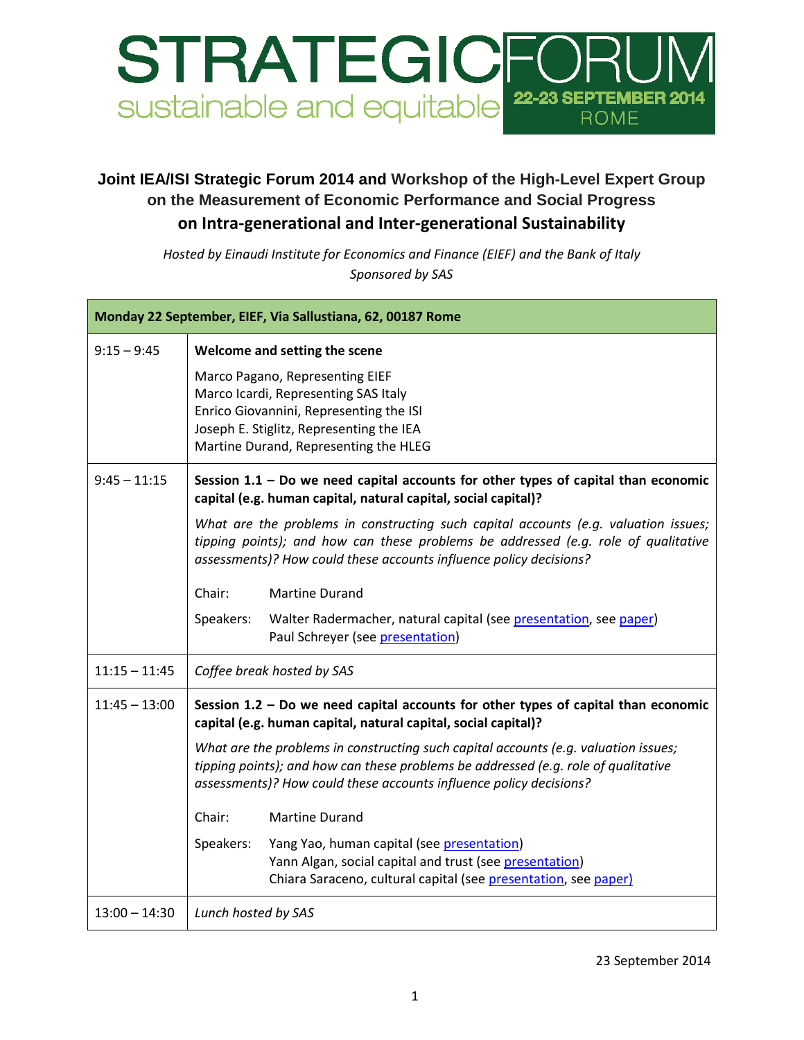# STRATEGIC FORUM

sustainable and equitable

22-23 SEPTEMBER 2014
ROME

## Joint IEA/ISI Strategic Forum 2014 and Workshop of the High-Level Expert Group on the Measurement of Economic Performance and Social Progress on Intra-generational and Inter-generational Sustainability

*Hosted by Einaudi Institute for Economics and Finance (EIEF) and the Bank of Italy*
*Sponsored by SAS*

| **Monday 22 September, EIEF, Via Sallustiana, 62, 00187 Rome** | |
|---|---|
| 9:15 – 9:45 | **Welcome and setting the scene**<br><br>Marco Pagano, Representing EIEF<br>Marco Icardi, Representing SAS Italy<br>Enrico Giovannini, Representing the ISI<br>Joseph E. Stiglitz, Representing the IEA<br>Martine Durand, Representing the HLEG |
| 9:45 – 11:15 | **Session 1.1 – Do we need capital accounts for other types of capital than economic capital (e.g. human capital, natural capital, social capital)?**<br><br>*What are the problems in constructing such capital accounts (e.g. valuation issues; tipping points); and how can these problems be addressed (e.g. role of qualitative assessments)? How could these accounts influence policy decisions?*<br><br>Chair: Martine Durand<br><br>Speakers: Walter Radermacher, natural capital (see presentation, see paper)<br>Paul Schreyer (see presentation) |
| 11:15 – 11:45 | *Coffee break hosted by SAS* |
| 11:45 – 13:00 | **Session 1.2 – Do we need capital accounts for other types of capital than economic capital (e.g. human capital, natural capital, social capital)?**<br><br>*What are the problems in constructing such capital accounts (e.g. valuation issues; tipping points); and how can these problems be addressed (e.g. role of qualitative assessments)? How could these accounts influence policy decisions?*<br><br>Chair: Martine Durand<br><br>Speakers: Yang Yao, human capital (see presentation)<br>Yann Algan, social capital and trust (see presentation)<br>Chiara Saraceno, cultural capital (see presentation, see paper) |
| 13:00 – 14:30 | *Lunch hosted by SAS* |

23 September 2014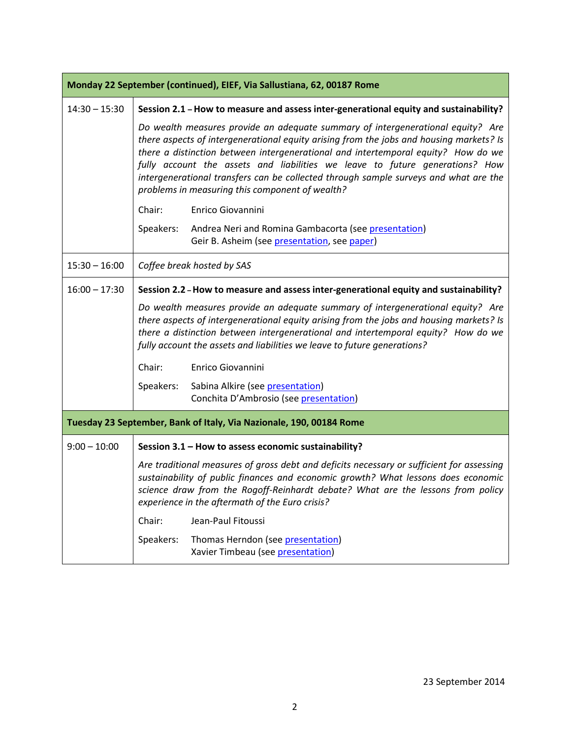| Monday 22 September (continued), EIEF, Via Sallustiana, 62, 00187 Rome | |
|---|---|
| 14:30 – 15:30 | **Session 2.1 – How to measure and assess inter-generational equity and sustainability?**<br><br>*Do wealth measures provide an adequate summary of intergenerational equity? Are there aspects of intergenerational equity arising from the jobs and housing markets? Is there a distinction between intergenerational and intertemporal equity? How do we fully account the assets and liabilities we leave to future generations? How intergenerational transfers can be collected through sample surveys and what are the problems in measuring this component of wealth?*<br><br>Chair: Enrico Giovannini<br><br>Speakers: Andrea Neri and Romina Gambacorta (see presentation)<br>Geir B. Asheim (see presentation, see paper) |
| 15:30 – 16:00 | *Coffee break hosted by SAS* |
| 16:00 – 17:30 | **Session 2.2 – How to measure and assess inter-generational equity and sustainability?**<br><br>*Do wealth measures provide an adequate summary of intergenerational equity? Are there aspects of intergenerational equity arising from the jobs and housing markets? Is there a distinction between intergenerational and intertemporal equity? How do we fully account the assets and liabilities we leave to future generations?*<br><br>Chair: Enrico Giovannini<br><br>Speakers: Sabina Alkire (see presentation)<br>Conchita D'Ambrosio (see presentation) |
| **Tuesday 23 September, Bank of Italy, Via Nazionale, 190, 00184 Rome** | |
| 9:00 – 10:00 | **Session 3.1 – How to assess economic sustainability?**<br><br>*Are traditional measures of gross debt and deficits necessary or sufficient for assessing sustainability of public finances and economic growth? What lessons does economic science draw from the Rogoff-Reinhardt debate? What are the lessons from policy experience in the aftermath of the Euro crisis?*<br><br>Chair: Jean-Paul Fitoussi<br><br>Speakers: Thomas Herndon (see presentation)<br>Xavier Timbeau (see presentation) |

23 September 2014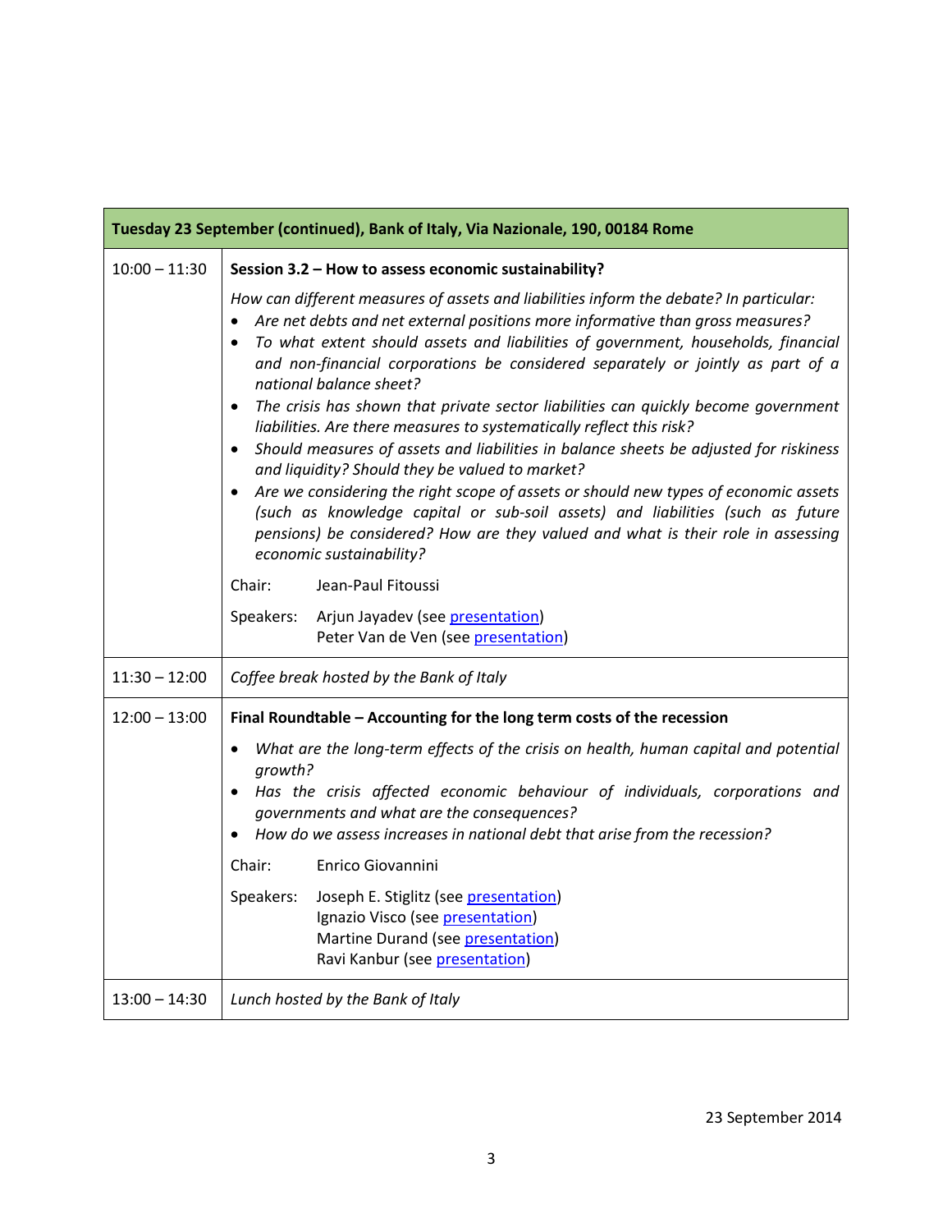| Tuesday 23 September (continued), Bank of Italy, Via Nazionale, 190, 00184 Rome | |
|---|---|
| 10:00 – 11:30 | **Session 3.2 – How to assess economic sustainability?**<br><br>*How can different measures of assets and liabilities inform the debate? In particular:*<br>• *Are net debts and net external positions more informative than gross measures?*<br>• *To what extent should assets and liabilities of government, households, financial and non-financial corporations be considered separately or jointly as part of a national balance sheet?*<br>• *The crisis has shown that private sector liabilities can quickly become government liabilities. Are there measures to systematically reflect this risk?*<br>• *Should measures of assets and liabilities in balance sheets be adjusted for riskiness and liquidity? Should they be valued to market?*<br>• *Are we considering the right scope of assets or should new types of economic assets (such as knowledge capital or sub-soil assets) and liabilities (such as future pensions) be considered? How are they valued and what is their role in assessing economic sustainability?*<br><br>Chair: Jean-Paul Fitoussi<br><br>Speakers: Arjun Jayadev (see presentation)<br>Peter Van de Ven (see presentation) |
| 11:30 – 12:00 | *Coffee break hosted by the Bank of Italy* |
| 12:00 – 13:00 | **Final Roundtable – Accounting for the long term costs of the recession**<br><br>• *What are the long-term effects of the crisis on health, human capital and potential growth?*<br>• *Has the crisis affected economic behaviour of individuals, corporations and governments and what are the consequences?*<br>• *How do we assess increases in national debt that arise from the recession?*<br><br>Chair: Enrico Giovannini<br><br>Speakers: Joseph E. Stiglitz (see presentation)<br>Ignazio Visco (see presentation)<br>Martine Durand (see presentation)<br>Ravi Kanbur (see presentation) |
| 13:00 – 14:30 | *Lunch hosted by the Bank of Italy* |

23 September 2014